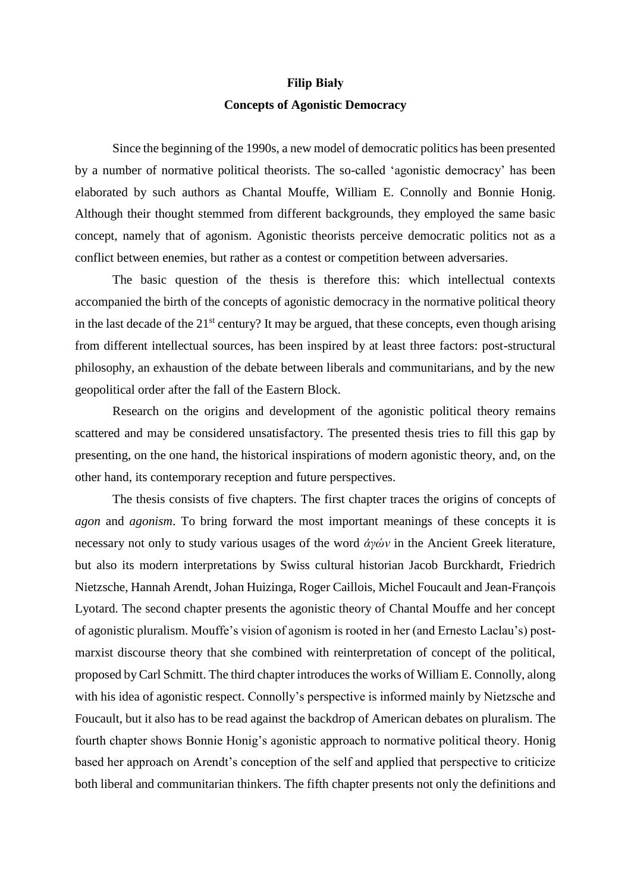**Filip Biały**

**Concepts of Agonistic Democracy**

Since the beginning of the 1990s, a new model of democratic politics has been presented by a number of normative political theorists. The so-called 'agonistic democracy' has been elaborated by such authors as Chantal Mouffe, William E. Connolly and Bonnie Honig. Although their thought stemmed from different backgrounds, they employed the same basic concept, namely that of agonism. Agonistic theorists perceive democratic politics not as a conflict between enemies, but rather as a contest or competition between adversaries.

The basic question of the thesis is therefore this: which intellectual contexts accompanied the birth of the concepts of agonistic democracy in the normative political theory in the last decade of the 21st century? It may be argued, that these concepts, even though arising from different intellectual sources, has been inspired by at least three factors: post-structural philosophy, an exhaustion of the debate between liberals and communitarians, and by the new geopolitical order after the fall of the Eastern Block.

Research on the origins and development of the agonistic political theory remains scattered and may be considered unsatisfactory. The presented thesis tries to fill this gap by presenting, on the one hand, the historical inspirations of modern agonistic theory, and, on the other hand, its contemporary reception and future perspectives.

The thesis consists of five chapters. The first chapter traces the origins of concepts of *agon* and *agonism*. To bring forward the most important meanings of these concepts it is necessary not only to study various usages of the word *ἀγών* in the Ancient Greek literature, but also its modern interpretations by Swiss cultural historian Jacob Burckhardt, Friedrich Nietzsche, Hannah Arendt, Johan Huizinga, Roger Caillois, Michel Foucault and Jean-François Lyotard. The second chapter presents the agonistic theory of Chantal Mouffe and her concept of agonistic pluralism. Mouffe's vision of agonism is rooted in her (and Ernesto Laclau's) post-marxist discourse theory that she combined with reinterpretation of concept of the political, proposed by Carl Schmitt. The third chapter introduces the works of William E. Connolly, along with his idea of agonistic respect. Connolly's perspective is informed mainly by Nietzsche and Foucault, but it also has to be read against the backdrop of American debates on pluralism. The fourth chapter shows Bonnie Honig's agonistic approach to normative political theory. Honig based her approach on Arendt's conception of the self and applied that perspective to criticize both liberal and communitarian thinkers. The fifth chapter presents not only the definitions and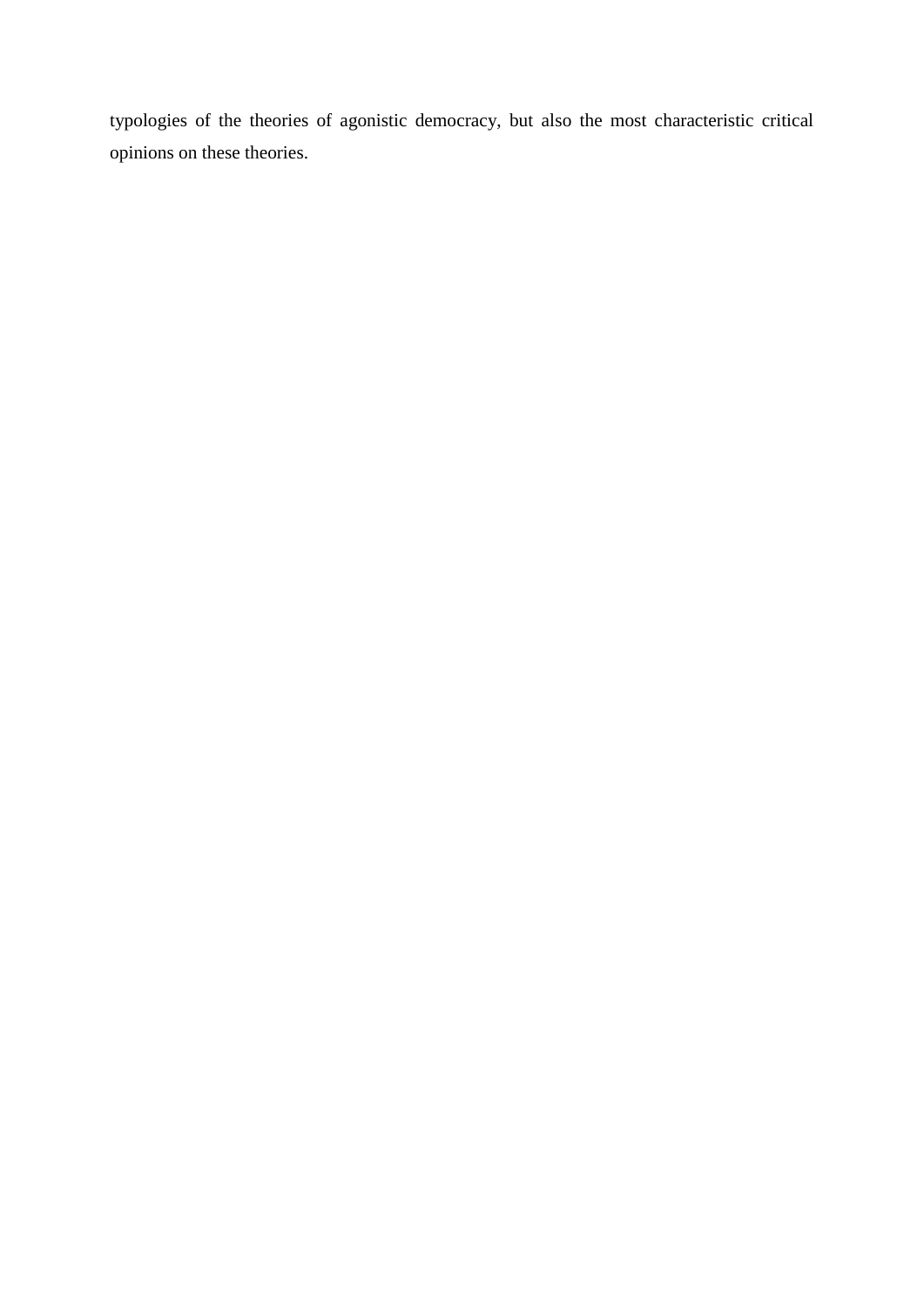typologies of the theories of agonistic democracy, but also the most characteristic critical opinions on these theories.